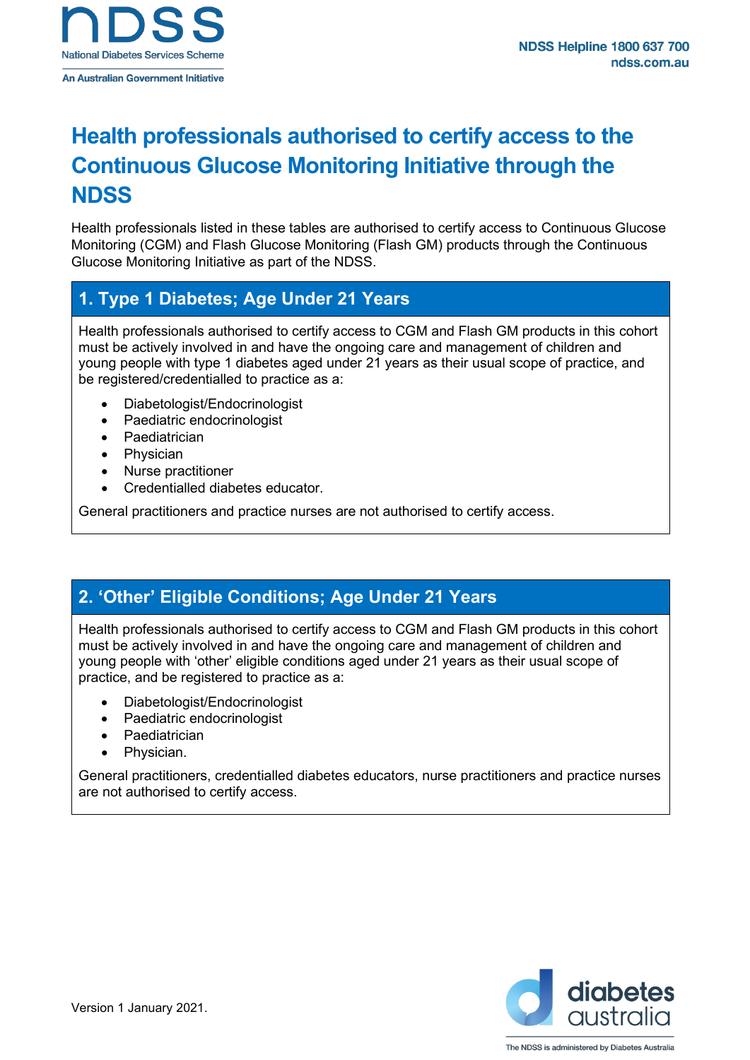# Health professionals authorised to certify access to the Continuous Glucose Monitoring Initiative through the NDSS

Health professionals listed in these tables are authorised to certify access to Continuous Glucose Monitoring (CGM) and Flash Glucose Monitoring (Flash GM) products through the Continuous Glucose Monitoring Initiative as part of the NDSS.

## 1. Type 1 Diabetes; Age Under 21 Years

Health professionals authorised to certify access to CGM and Flash GM products in this cohort must be actively involved in and have the ongoing care and management of children and young people with type 1 diabetes aged under 21 years as their usual scope of practice, and be registered/credentialled to practice as a:

- Diabetologist/Endocrinologist
- Paediatric endocrinologist
- Paediatrician
- Physician
- Nurse practitioner
- Credentialled diabetes educator.

General practitioners and practice nurses are not authorised to certify access.

## 2. 'Other' Eligible Conditions; Age Under 21 Years

Health professionals authorised to certify access to CGM and Flash GM products in this cohort must be actively involved in and have the ongoing care and management of children and young people with 'other' eligible conditions aged under 21 years as their usual scope of practice, and be registered to practice as a:

- Diabetologist/Endocrinologist
- Paediatric endocrinologist
- Paediatrician
- Physician.

General practitioners, credentialled diabetes educators, nurse practitioners and practice nurses are not authorised to certify access.

Version 1 January 2021.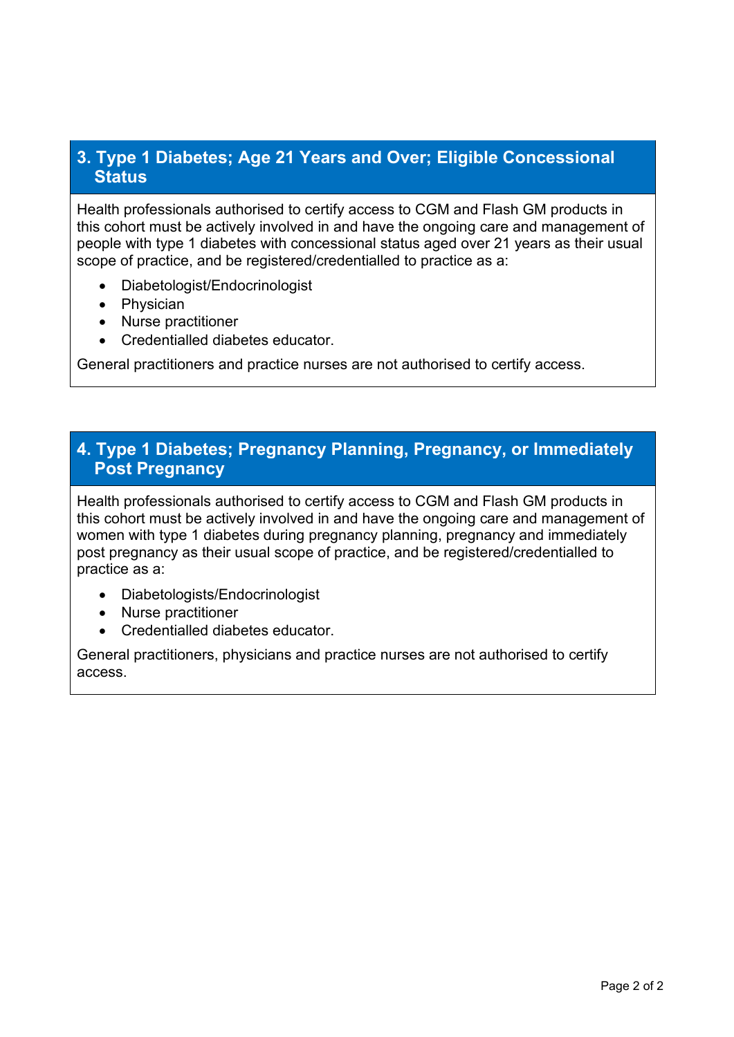## 3. Type 1 Diabetes; Age 21 Years and Over; Eligible Concessional Status

Health professionals authorised to certify access to CGM and Flash GM products in this cohort must be actively involved in and have the ongoing care and management of people with type 1 diabetes with concessional status aged over 21 years as their usual scope of practice, and be registered/credentialled to practice as a:

- Diabetologist/Endocrinologist
- Physician
- Nurse practitioner
- Credentialled diabetes educator.

General practitioners and practice nurses are not authorised to certify access.

## 4. Type 1 Diabetes; Pregnancy Planning, Pregnancy, or Immediately Post Pregnancy

Health professionals authorised to certify access to CGM and Flash GM products in this cohort must be actively involved in and have the ongoing care and management of women with type 1 diabetes during pregnancy planning, pregnancy and immediately post pregnancy as their usual scope of practice, and be registered/credentialled to practice as a:

- Diabetologists/Endocrinologist
- Nurse practitioner
- Credentialled diabetes educator.

General practitioners, physicians and practice nurses are not authorised to certify access.